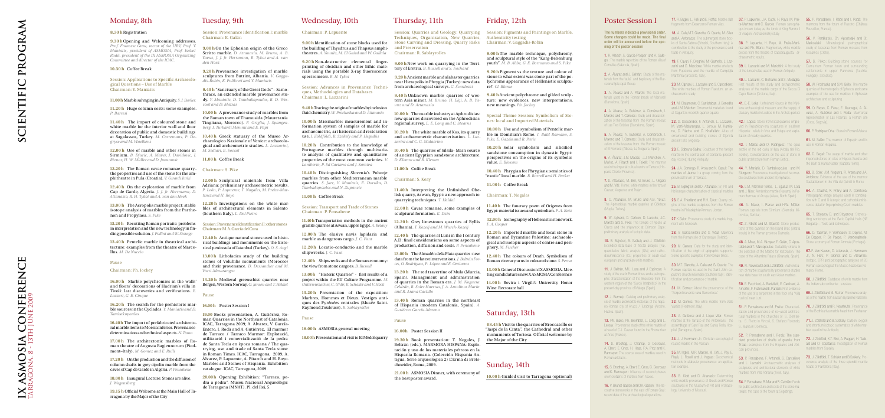# IX ASMOSIA CONFERENCE

TARRAGONA 8 – 13TH JUNE 2009

# SCIENTIFIC PROGRAM

## Monday, 8th

**8.30 h** Registration

**9.30 h** Opening and Welcoming addresses. *Prof. Francesc Grau, rector of the URV, Prof. Y. Maniatis, president of ASMOSIA, Prof. Isabel Rodà, president of the IX ASMOSIA Organizing Committee and director of the ICAC.*

**10.30 h** Coffee Break

Session: Applications to Specific Archaeological Questions – Use of Marble
Chairman: Y. Maniatis

**11.00 h** Marble salvaging in Antiquity. *S. J. Barker.*

**11.20 h** Huge column costs: some examples. *P. Barresi*

**11.40 h** The import of coloured stone and white marble for the interior wall and floor decoration of public and domestic buildings at Sagalassos, Turkey. *M. Corremans, P. Degryse and M. Waelkens*

**12.00 h** Use of marble and other stones in Sirmium. *B. Djuric, A. Maver, J. Davidovic, I. Riznar, H. W. Müller and D. Jovanovic*

**12.20 h** The Roman cavae romanae quarry—the properties and use of the stone for the amphitheatre in Pula (Croatia). *V. Girardi Jurkić*

**12.40 h** On the exploitation of marble from Cap de Garde, Algeria. *J. J. Herrmann, D. Attanasio, R. H. Tykot and A. van den Hoek*

**13.00 h** The Acropolis marble project: stable isotope analysis of marbles from the Parthenon Propylaea. *S. Pike*

**13.20 h** Recutting Roman portraits: problems in interpretation and the new technology in finding possible solution. *J. Pollini and W. Stonage*

**13.40 h** Pentelic marble in theatrical architecture: examples from the theatre of Marcellus. *M. De Nuccio*

Pause

Chairman: Ph. Jockey

**16.00 h** Marble polychromies in the walls' and floors' decorations of Hadrian's villa in Tivoli: last discoveries and verifications. *E. Lazzeri, G. E. Cinque*

**16.20 h** The search for the prehistoric marble sources in the Cyclades. *Y. Maniatis and D. Tambakopoulos*

**16.40 h** The import of prefabricated architectural marble items to Moesia inferior. Provenance determination and technical aspects. *N. Toma*

**17.00 h** The architectonic marbles of Roman theatre of Augusta Bagiennorum (Piedmont–Italy). *M. Gomez and E. Rulli*

**17.20 h** On the production and the diffusion of column shafts in grey cipolin marble from the caves of Cap de Garde in Algeria. *P. Pensabene*

**18.00 h** Inaugural Lecture: Stones are alive. *J. Waagendorp*

**19.15 h** Official Welcome at the Main Hall of Tarragona by the Major of the City

## Tuesday, 9th

Session: Provenance Identification I: marble
Chairman: E. Galán

**9.00 h** On the Ephesian origin of the Greco Scritto marble. *D. Attanasio, M. Bruno, A. B. Yavuz, J. J. Herrmann, R. Tykot and A. van den Hoek*

**9.20 h** Provenance investigation of marble sculptures from Butrint, Albania. *V. Gaggadis-Robin, K. Polikreti and Y. Maniatis*

**9.40 h** "Sanctuary of the Great Gods" – Samothrace, an extended marble provenance study. *Y. Maniatis, D. Tambakopoulos, B. D. Wescoat and O. Matsas*

**10.00 h** A provenance study of marbles from the Roman town of Thamusida (Mauretania Tingitana, Morocco). *P. Origlia, J. Spangenberg, I. Turbanti Memmi and E. Papi*

**10.40 h** Greek statuary of the Museo Archaeologico Nazionale of Venice: archaeological and archaeometric studies. *L. Lazzarini, M. Sedlari, E. Succal*

**11.00 h** Coffee Break

Chairman: S. Pike

**12.00 h** Sculptural materials from Villa Adriana: preliminary archaeometric results. *P. León, P. Lapuente, T. Nogales, M. Preite-Martinez and H. Royo*

**12.20 h** Investigations on the white marbles of architectural elements in Salento (Southern Italy). *L. Del Pietro*

Session: Provenance Identification II: other stones
Chairman: M. A. García del Cura

**12.40 h** Antique natural stones used in historical buildings and monuments on the historical peninsula of Istanbul (Turkey). *O. S. Angi*

**13.00 h** Lithofacies study of the building stones of Volubilis monuments (Morocco) and their provenance. *D. Dessandier and M. Varti-Matarangas*

**13.20 h** Medieval greenschist quarries near Bergen, Western Norway. *O. Jansen and T. Heldal*

Pause

**16.00 h** Poster Session I

**19.00** Books presentation, A. Gutiérrez, Roman Quarries in the Northeast of Catalonia. ICAC, Tarragona 2009; A. Álvarez, V. García-Entero, I. Rodà and A. Gutiérrez, El marmor de Tarraco / Tarraco Marmor. Explotació, utilització i comercialització de la pedra de Santa Tecla en època romana / The quarrying, use and trade of Santa Tecla stone in Roman Times. ICAC, Tarragona, 2009; A. Álvarez, P. Lapuente, A. Pitarch and H. Royo. Marbles and Stones of Hispania. Exhibition catalogue. ICAC, Tarragona, 2009.

**20.00 h** Opening Exhibition: "Tarraco, pedra a pedra". Museu Nacional Arqueològic de Tarragona (MNAT). Pl. del Rei, 5.

## Wednesday, 10th

Chairman: P. Lapuente

**9.00 h** Identification of stone blocks used for the building of Thysdrus and Thapsus amphitheatres. *A. Younès, M. El Gaied and W. Gallala*

**9.20 h** Non-destructive elemental fingerprinting of obsidian and other lithic materials using the portable X-ray fluorescence spectrometer. *R. H. Tykot*

Session: Advances in Provenance Techniques, Methodologies and Databases
Chairman: L. Lazzarini

**9.40 h** Tracing the origin of marbles by inclusion fluid chemistry. *W. Prochaska and D. Attanasio*

**10.00 h** Missmarble: measurement and information system of samples of marble for archaeometric, art historian and restoration use. *J. Zöldföldi, B. Székely and P. Hegedüs*

**10.20 h** Contribution to the knowledge of Portuguese marbles through multivariate analysis of qualitative and quantitative properties of the most common varieties. *V. Lamberto, P. Sá Caetano and J. Sanisas*

**10.40 h** Distinguishing Slovenia's Pohorje marbles from other Mediterranean marble quarries. *S. Jarc, Y. Maniatis, E. Dotsika, D. Tambakopoulos and N. Zupancic*

**11.00 h** Coffee Break

Session: Transport and Trade of Stones
Chairman: P. Pensabene

**11.40 h** Transportation methods in the ancient granite quarries at Aswan, upper Egypt. *A. Kelany*

**12.00 h** The elusive navis lapidaria and marble as dangerous cargo. *J. C. Fant*

**12.20 h** Locatio-conductio and the marble shipwrecks. J. C. Fant

**12.40h** Shipwrecks and the Roman economy: the view from stone cargoes. *B. Russell*

**13.00h** "Historic Quarries" – first results of a project within the EU Culture Programme. *M. Unterwurzacher, C. Uhlir, K. Schaller and V. Flock*

**13.20 h** Presentation of the exposition: Marbres, Hommes et Dieux. Vestiges antiques des Pyrénées centrales (Musée Saint-Raymond, Toulouse). *R. Sablayrolles*

Pause

**16.00 h** ASMOSIA general meeting

**18.00 h** Presentation and visit to El Mèdol quarry

## Thursday, 11th

Session: Quarries and Geology: Quarrying Techniques, Organization, New Quarries, Stone Carving and Dressing, Quarry Risks and Preservation
Chairman: R. Sablayrolles

**9.00 h** New work on quarrying in the Territory of Eretria. *B. Russell and S. Fachard*

**9.20 h** Ancient marble and alabaster quarries near Hierapolis in Phrygia (Turkey): new data from archaeological surveys. *G. Scardozzi*

**9.40 h** Unknown marble quarries of western Asia minor. *M. Bruno, H. Elçi, A. B. Yavuz and D. Attanasio*

**10.00 h** The marble industry at Aphrodisias: new quarries discovered on the Aphrodisias regional survey. *L. E. Long and C. Sleaves*

**10.20 h** The white marble of Kos, its quarry and archaeometric characterisation. *L. Lazzarini and C. G. Malacrino*

**10.40 h** The quarries of Silsila- Main source of ancient Egyptian sandstone architecture. *D. Klemm and R. Klemm*

**11.00 h** Coffee Break

Chairman: S. Keay

**11.40 h** Interpreting the Unfinished Obelisk quarry, Aswan, Egypt: a new approach to quarrying techniques. *T. Heldal*

**12.00 h** Cavae romanae, some examples of sculptural formation. *K. Dzin*

**12.20 h** Grey limestones quarries of Byllis (Albania). *T. Kozelj and M. Wurch-Kozelj*

**12.40 h** The quarries at Luni in the I century A.D: final considerations on some aspects of production, diffusion and costs. *P. Pensabene*

**13.00 h** The Almadén de la Plata quarries: new data from the latest interventions. *J. Beltrán Fortes, O. Rodríguez, P. López and E. Ontiveros*

**13.20 h** The red travertine of Mula (Murcia, Spain). Management and administration of quarries in the Roman era. *J. M. Noguera Celdrán, B. Soler Huertas, J. A. Antolinos Marín and R. Arana Castillo*

**13.40 h** Roman quarries in the northeast of Hispania (modern Catalonia, Spain). *A. Gutiérrez Garcia-Moreno*

Pause

**16.00 h** Poster Session II

**19.30 h** Book presentation: T. Nogales, J. Beltrán (eds.). MARMORA HISPANA: Explotación y uso de los materiales pétreos en la Hispania Romana. (Colección Hispania Antigua, Serie arqueológica 2) L'Erma di Bretschneider, Roma, 2009.

**21.00 h** ASMOSIA Dinner, with ceremony of the best poster award.

## Friday, 12th

Session: Pigments and Paintings on Marble, Authenticity testing
Chairman: V. Gaggadis-Robin

**9.00 h** The marble technique, polychromy, and sculptural style of the "Karg-Bebenburg youth". *M. B. Abbe, G. E. Borromeo and S. Pike*

**9.20 h** Pigment vs the texture and colour of stone to what extent was stone part of the polychrome appearance of Hellenistic sculpture?. *Cl. Blume*

**9.40 h** Ancient polychrome and gilded sculpture: new evidences, new interpretations, new meanings. *Ph. Jockey*

Special Theme Session: Symbolism of Stones: local and Imported Materials.

**10.00 h** Use and symbolism of Pentelic marble in Domitian's Rome. *I. Bald Romano, S. Pike, E. Gazda and R. Paris*

**10.20 h** Solar symbolism and silicified sandstone consumption in dynastic Egypt: perspectives on the origins of its symbolic value. *E. Bloxam*

**10.40 h** Phrygian for Phrygians: semiotics of "exotic" local marble. *B. Burrell and H. Parker*

**11.00 h** Coffee Break

Chairman: T. Nogales

**11.40 h** The funerary poem of Origenes from Egypt: material issues and symbolism. *P. A. Butz*

**12.00 h** Iconography of Hellenistic stonework. *F. A. Cooper*

**12.20 h** Imported marble and local stone in Roman and Byzantine Palestine: archaeological and isotopic aspects of centre and periphery. *M. Fischer*

**12.40 h** The colours of Death. Symbolism of Roman cinerary urns in coloured stone. *S. Perna*

**13.00 h** General Discussion IX ASMOSIA. Meeting candidatures new XASMOSIA Conference

**14.00 h** Rovira i Virgili's University Honor Wine. Rectorate hall

## Saturday, 13th

**08.45 h** Visit to the quarries of Broccatello or "Jaspi de la Cinta", the Cathedral and other monuments of Tortosa. Official welcome by the Major of the City

## Sunday, 14th

**10.00 h** Guided visit to Tarragona (optional)

## Poster Session I

**The numbers indicate a provisional order. Some changes could be made. The final order will be announced before the opening of the poster session.**

**1.** R. Albiach, E. García-Prósper and A. Gallego. The marble tapestries of the Roman villa of Cornelia (Valencia, Spain).

**2.** A. Álvarez and J. Beltrán. Study of the materials from the "suite" and trajectory of the barcelona Episcopal Group.

**3.** A. Álvarez and A. Pitarch. The local materials used in the Roman break of Manresa (Barcelona, Spain).

**4.** A. Álvarez, A. Gutiérrez, A. Domènech, I. Moreno and T. Cuevas. Study and characterization of the tessellae from the Roman mosaic of Les Tres Bessons (Barcelona, Spain).

**5.** A. Álvarez, A. Gutiérrez, A. Domènech, I. Moreno and T. Cuevas. Study and characterization of the tessellae from the Roman mosaic of El Romeral (Albesa, La Noguera, Spain).

**6.** A. Álvarez, J. M. Macias, J.J. Menchon, A. Muñoz, A. Pitarch and I. Teixell. The marble use in the imperial cultual centre of Tarraco (Hispania Citerior, Provincia).

**7.** D. Attanasio, M. Brilli, M. Bruno, L. Ungaro and M. Milella. Pulvis: white marbles in the fora of Caesar, Augustus and Trajan.

**8.** D. Attanasio, M. Bruno and A.B. Yavuz. The Aphrodisias marble quarries at Göktepe (Muğla, Turkey).

**9.** W. Aylward, D. Carlson, D. Lancstra, J.C. Morrello and S. Pike. The temple of Apollo at Claros and the shipwreck at Chinese Cape: preliminary analysis of sculptural parts.

**10.** B. Bajnóczi, B. Székely and J. Zöldföldi. Extended data base of Roman marbles: Pb, quantitative fabric analysis (CB) and cathodoluminescence (CL) properties of south-east european and anatolian white marbles.

**11.** J. Beltrán, M.L. Loza and J. Ramírez. A study of the use of Roman stones and a petrographic characterization of the limestone from the western region of the "Cerro Alhambra" (in the present-day province of Málaga, Spain).

**12.** J. Bermejo. Cataloguing and preliminary analysis of marble and marble materials of the Hispano-Roman city of Arucci / Turobriga (Aroche, Huelva, Spain).

**13.** Ph. Blanc, Ph. Bromblet, L. Long and I. Leroux. Provenance study of the white marbles of a head of C.J. Caesar found in the Rhône river at Arles (France).

**14.** S. Bradley, J. Charnay, S. Deckx and J. Bayet. A. Chambrin, M. Neve. The marble arch of Roman architecture at Jerusalem.

**15.** A. Bradley, A. Ebert, E. Groc, D. Decroux and K. Ruttmayer. Influence of second phases on microfabrics of marbles from Thasos.

**16.** V. Brunell, Saxton and Chr. Saxton. The decorative stoneworks in the cave of Roman-Saxon at data of the archaeological operations.

**17.** R. Ragen, L. Folli and E. Ruffa. Marble slab fragments from Cesenatico Roman villa.

**18.** A. Casanovas, P. Bianchi, G. Gazarra, M. Sileo and A. Antonazzo. The submerged stone blocks of Santa Sabina (Brindisi, Southern Italy): a contribution to the study of the provenance and trade in antiquity.

**19.** P. Cavari, F. Degiorni, M. Gianelli, L. Lazzarini and C. Malacrino. White marble artefacts from Populonia and the marble of Campiglia Marittima (Grosseto, Italy).

**20.** M. Cipriani, L. Lazzarini and S. Cancellieri. The white marbles of Roman Paestum: an archaeometric study.

**21.** M. Dalamaria, C. Santanblan, J. Benedito and J.M. Melchor. Ornamental materials found at Sagunto's Roman quarter rubble.

**22.** D. Dessandier, F. Antonelli, L. Lazzarini, M. Varti-Matarangas, L. Leroux, M. Hartmann, G. Fiacha and E. Khafrabin. Atlas of ornamental and building stones of Djemila ancient site (Algeria).

**23.** E. Dotsika, Saitlau. Sculpture of the Temple Marble in the central part of Sardinian pilgrim way island, during Antiquity.

**24.** J.A. Domingo, R. Andreani and S. Gauli. The marbles of Jaumo 1: a group coming from the provincial Health of Tarraco.

**25.** B. Eglinger and D. Attanasio, Sh. Pin and fact isotopic characterisation of classical marbles.

**26.** E.A. Friedland and R.H. Tykot. Quarry origins of the marble sculptures from the Roman theatre in Philadelphia/Amman, Jordan.

**27.** K. Baier. Provenance study of a marble fragment with Mercurius.

**28.** M. García-Entero and G. Vidal. Marble elements from the Roman villa of Carranque (Toledo).

**29.** M. Genera. Data for the study and identification of the origin of epigraphic supports. Some specific examples from Roman times.

**30.** M.T. Gianotta, A. Calia and G. Quarta. The Roman capital re-used in the Saint John republic church in Brindisi (southern Italy): identification and provenance of marble.

**31.** M. Gomez. About the provenance of the "Serpentine verde rana Barrodyaga".

**32.** M. Gomez. The white marble from Valle Varaita (Piedmont, Italy).

**33.** A. Gutiérrez and J. López Vilar. Roman marbles at the Tarraco of the Almenara: the assemblage of Sant Pau and Santa Tecla Hospital (Tarragona, Spain).

**34.** J. J. Herrmann Jr. Christian sarcophagi of reused marble in the Vatican.

**35.** M. Ingles, M.R. Maricle, M. Orti, J. Ray, E. Pisani, L. Rosell and J. Yeguas. Geochemical methods in alabaster provenance: an application example.

**36.** B. Kido and D. Attanasio. Determining white marble provenance of Greek and Roman sculptures in the Museum of Art and Archaeology, University of Missouri.

**37.** P. Lapuente, J.A. Cuchi, H. Royo, M. Preite-Martinez and C. García. Roman sarcophagus known today as the tomb of King Ramiro II of Aragon. Archaeometry study.

**38.** P. Lapuente, H. Royo, M. Preite-Martinez and Th. Blanc. Polychromy, white marble pieces from the theater of Caesaraugusta, an archaeometric study.

**39.** L. Lazzarini and M. Marchini. A first study of the tessellated of Castro Roman Antiquity.

**40.** L. Lazzarini, C. Buttarrini and E. Medaglia. First results of the study and archaeometric analyses of the marble crops of the Scoza Di Capo Bianco (Crotone, Italy).

**41.** E.-E. Leka. Unfinished marble in the Mycenae archaeological museum and the quarry of Galugo's marble in culture of the Archaic period.

**42.** J. López. Stones from local quarries employed in Republican era sculptures in southern Hispania. Malta in Ronda and Osuna and explotation of nearby quarries.

**43.** J. Martos and D. Rodríguez. The tessellae of the old castle of Iglisia (Alcalà del Rio, Sevilla). Considerations on the use of stone in public architecture from Roman Baetica.

**44.** Y. Maniatis, D. Tambakopoulos and M. Murphy. Provenance investigation of some marble sculptures from ancient Dymphalos.

**45.** L.M. Martínez-Torres, L. Equiluz, M. Luis and J. Nieto. Ornamental marble (Nayarit) in Phoenix thermae of Arcaya (Alava, North Spain).

**46.** A. Mauve, I. Pomar and H.W. Müller. Roman capitals from Sirmium (Sremska Mitrovica, Serbia).

**47.** Z. Miletić and M. Glavičić. Stone production and the quarries on the island Brač (Brattia insula) in the Roman province Dalmatia.

**48.** A. Mesa, M.D. Vázquez, E. Sadin, C. Apolaval and T. Marianovaia. Suitability criteria in the selection of the Marble for restoration. The case of the Alhambra Palace (Granada, Spain).

**49.** R. Neuwseuller and J. Zöldföldi. Authenticity test of marble sculptures by principle studies: new data base for south east Asian marbles.

**50.** E. Paschos, A. Bartaldis, E. Cantisani, A. Antonelli, F. Fratini and E. Fantini. First evidence of the use of a serpentine in the floor of a "villa rustica" near Luni.

**51.** P. Pensabene and M. Pinato. Characterization and provenance of re-used architectural marbles in the churches of S. Damiano, S. Pietro in Vercelli, S. Stefano Rotondo, S. Maria in Domnica.

**52.** P. Pensabene and L. Rodà. The standard production of shafts of granite from Troas: examples from the Hispanic and Gallian provinces.

**53.** P. Pensabene, F. Antonelli, S. Cancellieri and L. Lazzarini. Archaeometric analysis of the three splendid marble sculptures and architectural elements of white marbles from villa Adriana (Tivoli, Italy).

**54.** P. Pensabene, P. Marano and F. Cristobal. Ferris public architectural and roads of the Iberia-Hispania: the case of the forum of Segobriga.

**55.** P. Pensabene, I. Rodà and I. Rodà. The marmore from the forum of Ruscino (Château-Roussillon, France).

**56.** V. Pontikakis, Dh. Apostolaki and M. Markoulakis. Mineralogical, petrographical study of tesserae from Roman mosaics from Kissamos (Crete).

**57.** D. Pivko. Building stone sources for Carnuntum, Roman town and surrounding settlements in upper Pannonia (Austria, Hungary, Slovakia).

**58.** W. Prochaska and S.M. Grillo. The marble quarries of the metropolis of Ephesus and some examples of the use for marbles in Ephesian architecture and sculpturing.

**59.** O. Reyes, C. Pérez, E. Baumüller, A. Álvarez, A. Gutiérrez and I. Rodà. Marmorarie reinstallation at Los Picarrols: a Roman villa (Cosa, Segovia).

**60.** P. Rodríguez Oliva. Stone in Roman Malaca.

**61.** M. Sakin. The marmor of Espejo and its use in Roman Hispania.

**62.** D. Saqui. The usage of marble and other imported stones on sites of Nippos Suresis and the Batis at Hamar-Dade (Gabrobek).

**63.** B. Soler, J.M. Noguera, R. Arana and J.A. Antolinos. Evidence of the use of the marmor Saetabitanum in the Villa de Quintín in Murcia.

**64.** A. Chiadra, R. Pritery and A. Cumbowski. Petrographic image analysis used in Combination with C and O isotopic and cathodoluminescence data for pinpointing crucial marbles.

**65.** T. Stoyanov, D. and Stoyanova. Stone-cutting workshops of the Getic Capital Helis (NE Bulgaria) – Tools and technologies.

**66.** D. Tsakman, F. Vermeulen, S. Deprez, M. De Dapper, P. De Paepe, P. Vandenabeele. Stone economy of Roman Ammaia (Portugal).

**67.** F. Van Keuren, C. Attanasio, J. Herrmann Jr., N. Herz, P. Donnel and S.C. Meramis. Isotopic, EPR and petrographic analyses of 32 Roman sarcophagi at the Museo Nazionale Romano, Rome.

**68.** J. Zöldföldi. Database of white marble from the Italian sub-continents: a review.

**69.** J. Zöldföldi and M. Richer. Provenance analysis of the marble from Ukraine Byzantine Palaces.

**70.** J. Zöldföldi and R. Neuwseuller. Provenance of the Bozbaşı marble head from Pontus.

**71.** J. Zöldföldi and B. Székely. Carbon, oxygen and strontium isotopic systematics of white marbles used in the Antiquity.

**72.** J. Zöldföldi, K.T. Bird, A. Fugger, H. Tazaki and D. Tzanakis. Investigation of Roman marbles from Nicaea.

**73.** J. Zöldföldi, T. Schüller and B. Székely. Provenance analysis of the three splendid marble heads of Pamukkale (Italy).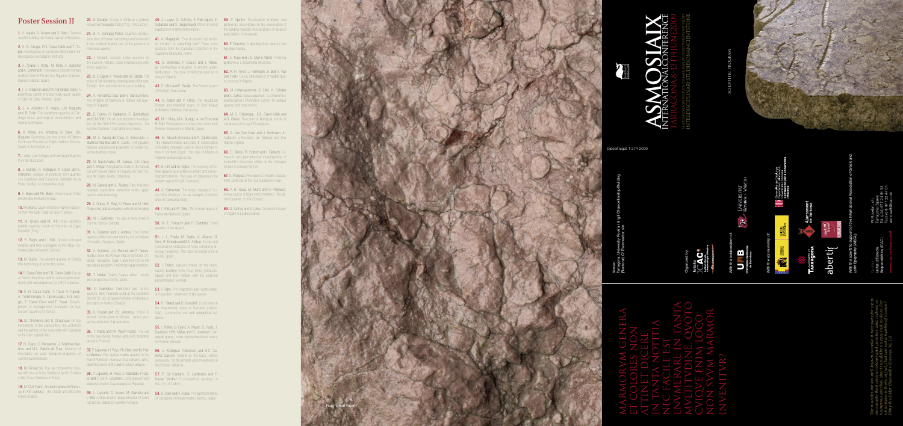# Poster Session II

**1.** X. Aguiló, A. Álvarez and X. Nieto: Quarries used for building the Roman harbour of Emporiae.

**2.** K. G. Akoglu, E.N. Caner-Saltik and T. Topal: Investigation on sandstone deterioration for developing consolidation methods.

**3.** A. Álvarez, I. Rodà, M. Rivas, A. Gutiérrez and A. Domènech: Provenance of some Roman marbles from El Pla de Sas Figueres (Cabrera, Balearic Islands, Spain).

**4.** T. J. Anderson and J.M. Fernández-Soler: A preliminary sketch of a basin-mutiny quarry in Cabo de Gata, Almería, Spain.

**5.** J. A. Antolinos, R. Arana, J.M. Noguera and B. Soler: The sandstone quarries of Carthago Nova: petrological characteristics and mining techniques.

**6.** R. Arana, J.A. Antolinos, B. Soler, J.M. Noguera: Quarrying, use and scope of Cabezo Gordo and Noria La Tejita marbles (Murcia, Spain) in the Roman era.

**7.** I. Arce: Late Antique and Umayyad Quarries from the Near East.

**8.** J. Beltrán, O. Rodríguez, P. López and E. Ontiveros: Analysis of products from quarries Los Castillejos and Cruzados (Almadén de la Plata, Sevilla). A comparative study.

**9.** A. Blanc and Ph. Blanc: Ancient uses of the Brèche des Romains in Gaul.

**10.** M. Bruno: Quarry blocks in marmor lasense from the Balik Pazarı at Iasos (Turkey).

**11.** M. Bruno and M. Mitri: New cipollino marble quarries: south of Karystos at Capo Mandili (Evia).

**12.** R. Bugini and L. Folli: Ancient coloured marbles and their surrogates in the Milan Cathedral (late sixteenth Century).

**13.** M. Buzov: The ancient quarries in Croatia (the technology of extracting stone).

**14.** E. Caner-Özkan and E.N. Caner-Saltik: Decay of historic limestones and its conservation treatments with nanodispersive $Ca(OH)_2$ solutions.

**15.** E. N. Caner-Saltik, T. Topal, V. Toprak, A. Türkmenoglu, A. Tavukcuoglu, K.G. Akoglu, E. Caner-Özkan and T. Kesier: Development of management strategies for four ancient quarries in Turkey.

**16.** M. Chichikova and G. Stoyanova: On the monumental oil-stone columns, the architects and the painters of the royal tomb with Caryatids at the Getic capital Helis.

**17.** N. Cuetto, D. Benavente, J. Martínez-Martínez and M.A. García del Cura: Influence of mineralogy on water transport properties of commercial limestones.

**18.** M. De Nuccio: The use of travertine covered with stucco in the Temple of Apollo Sosianus in the Circus Flaminius in Rome.

**19.** M. Dell'Santi: Ancient marbles in Florence in XVI century: the Gaddi and Niccolini Chapels.

**20.** M. Devillier: Access to rarity as a symbolic resource in Neapolitan Italy (XVIIth-XIXth c.)

**21.** M. A. Domaeo Pérez: Quarries, productions and uses of Roman sarcophagi and stone urns in the southern border part of the province of Pannonia superior.

**22.** L. Donati: Ancient stone quarries on the Eastern Adriatic coast emphasizing Brac stone quarries.

**23.** M. El Gasmi, A. Younès and M. Gallala: The stone of Sidi Bhouma silent quarries (Monastir, Tunisia): from extraction to its use in building.

**24.** A. Fernández-Díaz and V. García-Entero: The exploitation of Marmora in Roman wall paintings of Hispania.

**25.** S. Fiorino, C. Barbarino, C. Giannattasio and G. Corti: On site and laboratory investigation of the 16th-17th century Muschino: the western Sardinian coast defensive towers.

**26.** M. A. García del Cura, D. Benavente, J. Martínez-Martínez and N. Cueto: Petrographic features and physical properties of certain travertine building stones.

**27.** M. García-Vallès, M. Alemea, J.B. López and A. Meiga: Petrographic study of the tubular dish with carved cracks of Roquers de Sant Joan de Segre (Lleida, Catalonia).

**28.** M. Gil-Lozano and A. Álvarez: Ebro final ditto: marbled vegetation: extraction works, applications and chronology.

**29.** A. Gumas, E. Pluya, U. Rivero and M. Hiru: Provinciality alabaster quarries with electric imaging.

**30.** M. I. Gutiérrez: The use of local stones in Colonia Patricia Corduba.

**31.** A. Gutiérrez and J. Andreu: The Roman quarries of the town and territory of Los Bañales (Uncastillo, Zaragoza, Spain).

**32.** A. Gutiérrez, J.A. Remolà and P. Tarrats: Marbles from the Roman Villa of Els Munts (Altafulla, Tarragona, Spain) and their role in the decorative program. Preliminary approximation.

**33.** T. Hartal: Quarry Scapos stone: results and perspectives for the future.

**34.** N. Ioannidou: Symbolism and historic aspects: lithic materials used in the Byzantine church (12 sc.) of Taxiarchi Mitropi at Messarum in the island of Andros (Greece).

**35.** K. Kouzeli and Z.K. Antoniou: 'Porol' in ancient constructions in Athens: nature, properties and state of preservation.

**36.** T. Kozelj and M. Wurch-Kozelj: The use of the saw during Roman and proto-byzantine period in Thassos.

**37.** P. Lapuente, H. Royo, Ph. Blanc and M. Preite-Martinez: Five ignored marble quarries in the French Pyrenees: overview of petrography, cathodoluminescence and C and O isotope analysis.

**38.** P. Lapuente, H. Royo, J. Mandado, P. Gálvez and F. De A. Escudero: Local gypsum and alabaster used in Caesaraugusta (Hispania).

**39.** L. Lazzarini, D. Vicosa, M. Giamello and I. Villa: Archaeometric characterisation of some calcareous alabasters used in Antiquity.

**40.** A. Lussu, G. Gutiérrez, E. Paz Agudo, E. Santa Justa and G. Slagenwurst: Effect of thermal expansion in marble deterioration.

**41.** A. Magagnini: 'Post di marmo del territorio romano' or something else? Three stone artefacts from the Capitolini Museums, Roma.

**42.** S. Meléndez, F. Collado and J. Ramos: Geotechnique evaluation of ancient quarry landscapes: the case of historical quarries in Aragón (Spain).

**43.** C. Miró and E. Revilla: The Roman quarry of Montjuïc (Barcelona).

**44.** N. Molist and P. Olmo: The republican Roman and medieval quarry of Sant Miquel d'Olèrdola (Olèrdola, Barcelona).

**45.** M. I. Mota, M.A. Buergo, A. de Pizzo and R. Fort: Provenance of construction stone from Roman monuments in Mérida, Spain.

**46.** M. Mrozek-Wysocka and P. Zambrzycki: The characterization and state of conservation of building materials used in Greco-Roman times in northern Egypt: the case of Marina el Alamein archaeological site.

**47.** M. Ort and M. Inglés: The recovery of Roman quarries as a product of artistic and technological modernity. The case of Catalonia in the modern age (XVI-XVII Centuries).

**48.** A. Palmentieri: The image dossola of "Lucio Ottico Modesto": As an example of imitato artis in Campania (Italy).

**49.** J. Peña and P. Olmo: The Roman quarry of Pòrtia de Mallorca (Spain).

**50.** M. E. Piccirchi and R. Castelli: Small quarries of the desert.

**51.** J. L. Prado, M. Badia, A. Álvarez, G. Simó, R. Estrada and M.E. Arribas: Decay and conservation strategies of rocks containing sinuous footprints: the case of several sites in the NE Spain.

**52.** I. Pastor: Mason's marks on the ashlar building from Pozo Moro (Albacete, Spain) and their relation with the southern palaeohispanic writing.

**53.** I. Pocet: The marginal ports of "pietra dura" in Aquileia: catamaran of decoration.

**54.** R. Ribaldi and G. Bondaldi: Local stone in the monumental center of Tusculum (Latium, Italy): constructive use and epigraphical evidence.

**55.** L. Renzi, S. Durič, A. Maier, G. Peaze, J. Davidović, H.W. Müller and D. Josiamović: Dabiński quarry: main regional limestones source for Roman Sirmium.

**56.** A. Rodríguez Colmenero and M.C. Carreño Gascón: Granite as the basic, almost exclusively, for documents and monuments in the Roman Gallaecia.

**57.** P. Sá Caetano, V. Lamberto and P. Amado Verdeal: Ecclesiastical geology in the city of Lisbon.

**58.** B. Soler and R. Arana: The painted marbles of Cartagena's Roman theatre (Murcia, Spain).

**59.** P. Spatha: Deterioration problems and preliminary observations on the conservation of the building materials of excavations of Navarino and Diktio, Thessaloniki.

**60.** F. Stavroev: A grinding stone quarry in the Egyptian Sahara.

**61.** A. Tresi and J.S. Martín-Martín: Polishing problems in a commercial limestone.

**62.** R. H. Tykot, J. Herrmann Jr. and A. Van Den Hoek: Survey and analysis of marble quarry sources in Algeria.

**63.** M. Unterwurzacher, C. Uhlir, K. Schaller and A. Zalka: Saxa Lussurtur: a comprehensive interdisciplinary information system for antique quarries and monuments.

**64.** M. C. Tördekaya, E.N. Caner-Saltik and A.G. Gülsen: Detection of biological activity in calcareous stone by FDA analysis.

**65.** A. Van Den Hoek and J. Herrmann Jr.: Walbacim or Recreatio: an Oleaster and Bou Hamsa, Algeria.

**66.** C. Weiss, R. Schott and I. Gerlach: Historic and petrophysical investigations of monolithic limestone pillars at the Almaqah temple in Sirwah/Yemen.

**67.** B. Wielgosz: Provenance of marble statuary from Leptis Magna at Sea (Lasiata in Sure).

**68.** A. B. Yavuz, M. Bruno and D. Attanasio: A new source of Bigio Antico marbles: the ancient quarries of Zeytinli (Turkey).

**69.** G. Zachos and E. Lekas: The ancient quarry of Pagani in Leukos Islands.

Roig Torcal Valsey

Dipòsit legal: T-274-2009

# ASMOSIA IX
## INTERNATIONAL CONFERENCE
### TARRAGONA 8-13 TH JUNE 2009

INTERDISCIPLINARY STUDIES ON ANCIENT STONE

SCIENTIFIC PROGRAM

Venue:
Tarragona, University Rovira i Virgili Chancellorship Building
(Rectorat) C/ Escorxador, s/n

Organized by:
ICAC

With the collaboration of:
UAB Universitat Autònoma de Barcelona
Universitat Rovira i Virgili

With the sponsorship of:
Ajuntament de Tarragona
abertis

With the scientific support of the International Association of Greek and Latin Epigraphy (AIEGL)

Contact:
Institut Català d'Arqueologia Clàssica (ICAC)
Pl. Rovellat, s/n.
Tarragona (Spain)
Tel. (+34) 977 24 91 33
Fax (+34) 977 22 44 01
asmosia@icac.net
www.icac.net/asmosia

MARMORVM GENERA ET COLORES NON ATTINET DICERE IN TANTA NOTITIA NEC FACILE EST ENVMERARE IN TANTA MVLTITVDINE. QVOTO CVIQVE ENIM LOCO NON SVVM MARMOR INVENITVR?

*The marbles are too well known to make it necessary for me to enumerate their various colours and varieties; and, indeed, so numerous are they, that it would be no easy task to do so. For in what place is it that there is not to be found a marble of its own?*
*Pliny the Elder (Naturalis Historia, 36, 11).*